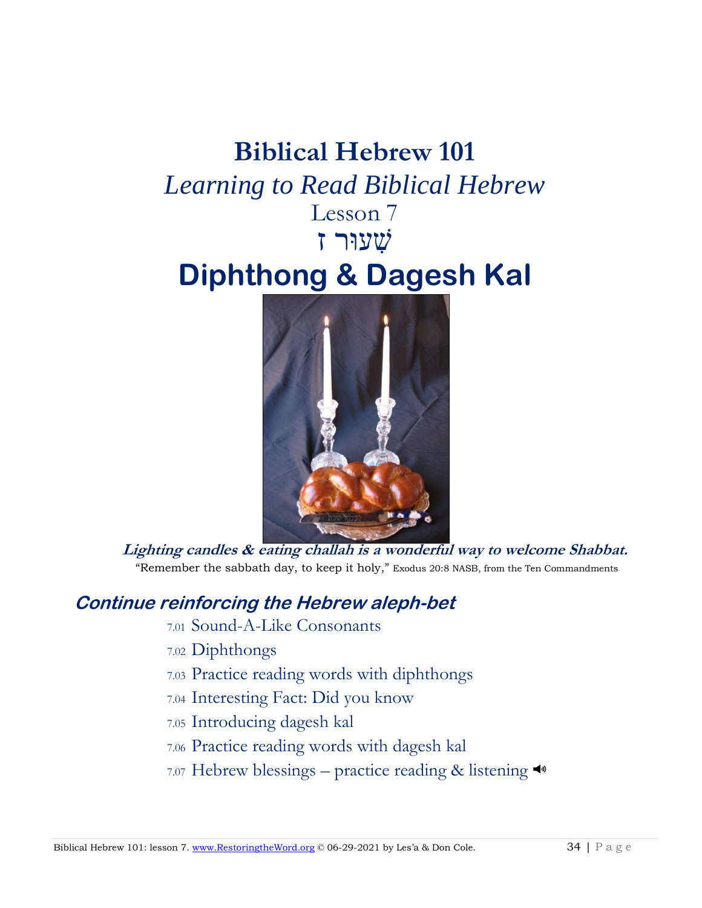# Biblical Hebrew 101

*Learning to Read Biblical Hebrew*

Lesson 7

שִׁעוּר ז

# Diphthong & Dagesh Kal

***Lighting candles & eating challah is a wonderful way to welcome Shabbat.***

"Remember the sabbath day, to keep it holy," Exodus 20:8 NASB, from the Ten Commandments

## *Continue reinforcing the Hebrew aleph-bet*

- 7.01 Sound-A-Like Consonants
- 7.02 Diphthongs
- 7.03 Practice reading words with diphthongs
- 7.04 Interesting Fact: Did you know
- 7.05 Introducing dagesh kal
- 7.06 Practice reading words with dagesh kal
- 7.07 Hebrew blessings – practice reading & listening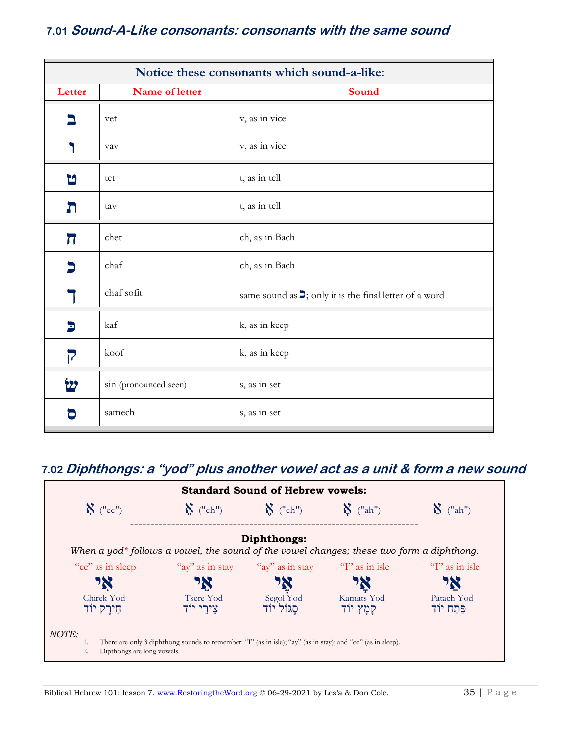## 7.01 *Sound-A-Like consonants: consonants with the same sound*

| Notice these consonants which sound-a-like: | | |
|---|---|---|
| **Letter** | **Name of letter** | **Sound** |
| ב | vet | v, as in vice |
| ו | vav | v, as in vice |
| ט | tet | t, as in tell |
| ת | tav | t, as in tell |
| ח | chet | ch, as in Bach |
| כ | chaf | ch, as in Bach |
| ך | chaf sofit | same sound as כ; only it is the final letter of a word |
| כּ | kaf | k, as in keep |
| ק | koof | k, as in keep |
| שׂ | sin (pronounced seen) | s, as in set |
| ס | samech | s, as in set |

## 7.02 *Diphthongs: a "yod" plus another vowel act as a unit & form a new sound*

**Standard Sound of Hebrew vowels:**

אִ ("ee") אֵ ("eh") אֶ ("eh") אָ ("ah") אַ ("ah")

---

**Diphthongs:**

*When a yod\* follows a vowel, the sound of the vowel changes; these two form a diphthong.*

| "ee" as in sleep | "ay" as in stay | "ay" as in stay | "I" as in isle | "I" as in isle |
|---|---|---|---|---|
| אִי | אֵי | אֶי | אָי | אַי |
| Chirek Yod | Tsere Yod | Segol Yod | Kamats Yod | Patach Yod |
| חִירֶק יוֹד | צֵירֵי יוֹד | סֶגוֹל יוֹד | קָמָץ יוֹד | פַּתַח יוֹד |

*NOTE:*

1. There are only 3 diphthong sounds to remember: "I" (as in isle); "ay" (as in stay); and "ee" (as in sleep).
2. Dipthongs are long vowels.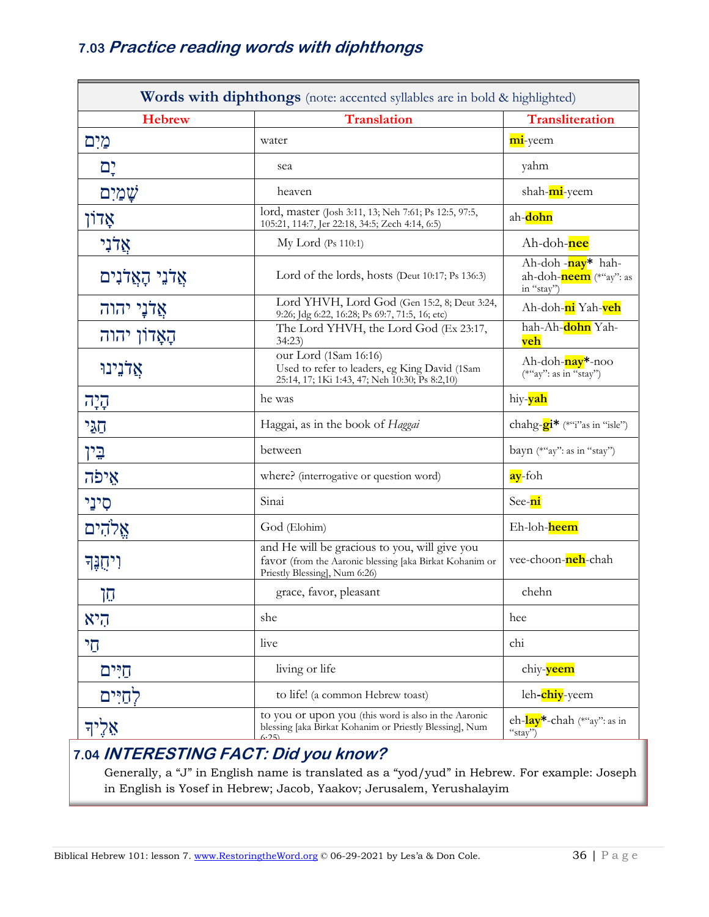### 7.03 *Practice reading words with diphthongs*

| **Words with diphthongs** (note: accented syllables are in bold & highlighted) | | |
|---|---|---|
| **Hebrew** | **Translation** | **Transliteration** |
| מַיִם | water | **mi**-yeem |
| יָם | sea | yahm |
| שָׁמַיִם | heaven | shah-**mi**-yeem |
| אָדוֹן | lord, master (Josh 3:11, 13; Neh 7:61; Ps 12:5, 97:5, 105:21, 114:7, Jer 22:18, 34:5; Zech 4:14, 6:5) | ah-**dohn** |
| אֲדֹנִי | My Lord (Ps 110:1) | Ah-doh-**nee** |
| אֲדֹנֵי הָאֲדֹנִים | Lord of the lords, hosts (Deut 10:17; Ps 136:3) | Ah-doh -**nay*** hah-ah-doh-**neem** (*"ay": as in "stay") |
| אֲדֹנָי יהוה | Lord YHVH, Lord God (Gen 15:2, 8; Deut 3:24, 9:26; Jdg 6:22, 16:28; Ps 69:7, 71:5, 16; etc) | Ah-doh-**ni** Yah-**veh** |
| הָאָדוֹן יהוה | The Lord YHVH, the Lord God (Ex 23:17, 34:23) | hah-Ah-**dohn** Yah-**veh** |
| אֲדֹנֵינוּ | our Lord (1Sam 16:16) Used to refer to leaders, eg King David (1Sam 25:14, 17; 1Ki 1:43, 47; Neh 10:30; Ps 8:2,10) | Ah-doh-**nay***-noo (*"ay": as in "stay") |
| הָיָה | he was | hiy-**yah** |
| חַגַּי | Haggai, as in the book of *Haggai* | chahg-**gi*** (*"i"as in "isle") |
| בֵּין | between | bayn (*"ay": as in "stay") |
| אֵיפֹה | where? (interrogative or question word) | **ay**-foh |
| סִינַי | Sinai | See-**ni** |
| אֱלֹהִים | God (Elohim) | Eh-loh-**heem** |
| וִיחֻנֶּךָּ | and He will be gracious to you, will give you favor (from the Aaronic blessing [aka Birkat Kohanim or Priestly Blessing], Num 6:26) | vee-choon-**neh**-chah |
| חֵן | grace, favor, pleasant | chehn |
| הִיא | she | hee |
| חַי | live | chi |
| חַיִּים | living or life | chiy-**yeem** |
| לְחַיִּים | to life! (a common Hebrew toast) | leh-**chiy**-yeem |
| אֵלֶיךָ | to you or upon you (this word is also in the Aaronic blessing [aka Birkat Kohanim or Priestly Blessing], Num 6:25) | eh-**lay***-chah (*"ay": as in "stay") |

### 7.04 *INTERESTING FACT: Did you know?*

Generally, a "J" in English name is translated as a "yod/yud" in Hebrew. For example: Joseph in English is Yosef in Hebrew; Jacob, Yaakov; Jerusalem, Yerushalayim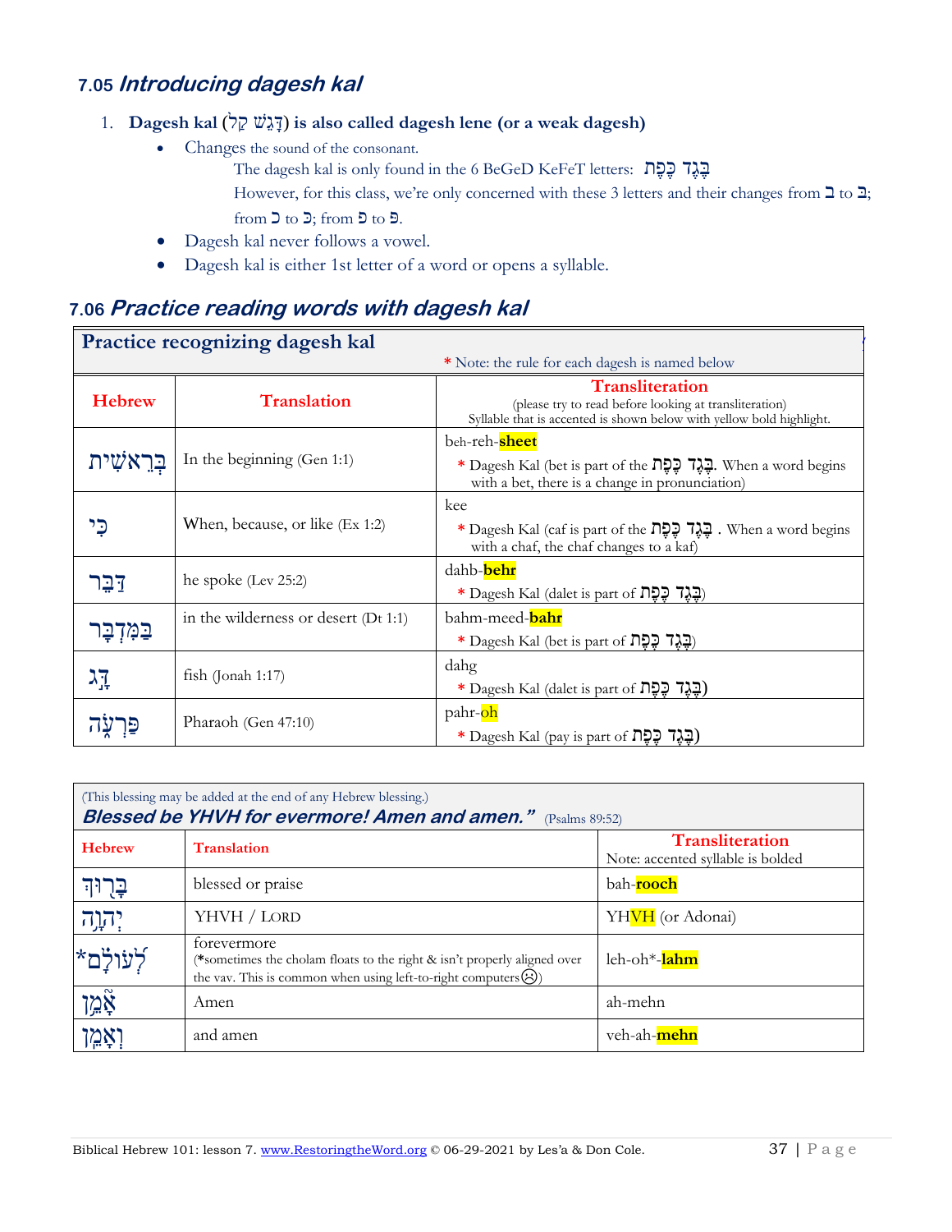## 7.05 *Introducing dagesh kal*

1. **Dagesh kal (דָּגֵשׁ קַל) is also called dagesh lene (or a weak dagesh)**
   - Changes the sound of the consonant.
     The dagesh kal is only found in the 6 BeGeD KeFeT letters: בֶּגֶד כֶּפֶת
     However, for this class, we're only concerned with these 3 letters and their changes from ב to בּ; from כ to כּ; from פ to פּ.
   - Dagesh kal never follows a vowel.
   - Dagesh kal is either 1st letter of a word or opens a syllable.

## 7.06 *Practice reading words with dagesh kal*

**Practice recognizing dagesh kal**

\* Note: the rule for each dagesh is named below

| Hebrew | Translation | Transliteration (please try to read before looking at transliteration) Syllable that is accented is shown below with yellow bold highlight. |
|---|---|---|
| בְּרֵאשִׁית | In the beginning (Gen 1:1) | beh-reh-**sheet**<br>\* Dagesh Kal (bet is part of the בֶּגֶד כֶּפֶת. When a word begins with a bet, there is a change in pronunciation) |
| כִּי | When, because, or like (Ex 1:2) | kee<br>\* Dagesh Kal (caf is part of the בֶּגֶד כֶּפֶת . When a word begins with a chaf, the chaf changes to a kaf) |
| דִּבֵּר | he spoke (Lev 25:2) | dahb-**behr**<br>\* Dagesh Kal (dalet is part of בֶּגֶד כֶּפֶת) |
| בַּמִּדְבָּר | in the wilderness or desert (Dt 1:1) | bahm-meed-**bahr**<br>\* Dagesh Kal (bet is part of בֶּגֶד כֶּפֶת) |
| דָּג | fish (Jonah 1:17) | dahg<br>\* Dagesh Kal (dalet is part of בֶּגֶד כֶּפֶת) |
| פַּרְעֹה | Pharaoh (Gen 47:10) | pahr-**oh**<br>\* Dagesh Kal (pay is part of בֶּגֶד כֶּפֶת) |

(This blessing may be added at the end of any Hebrew blessing.)
***Blessed be YHVH for evermore! Amen and amen."*** (Psalms 89:52)

| Hebrew | Translation | Transliteration Note: accented syllable is bolded |
|---|---|---|
| בָּרוּךְ | blessed or praise | bah-**rooch** |
| יְהוָה | YHVH / LORD | YH**VH** (or Adonai) |
| לְעוֹלָם* | forevermore (\*sometimes the cholam floats to the right & isn't properly aligned over the vav. This is common when using left-to-right computers☹) | leh-oh\*-**lahm** |
| אָמֵן | Amen | ah-mehn |
| וְאָמֵן | and amen | veh-ah-**mehn** |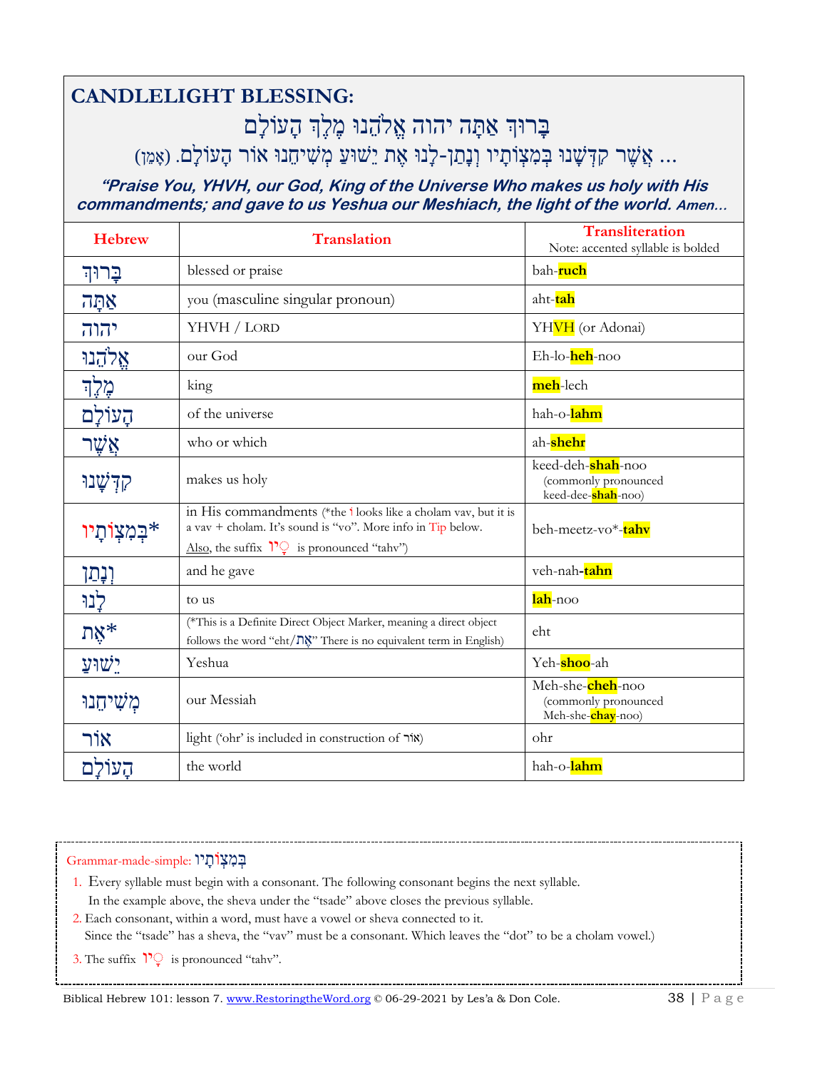## CANDLELIGHT BLESSING:

בָּרוּךְ אַתָּה יהוה אֱלֹהֵנוּ מֶלֶךְ הָעוֹלָם

... אֲשֶׁר קִדְּשָׁנוּ בְּמִצְוֹתָיו וְנָתַן-לָנוּ אֶת יֵשׁוּעַ מְשִׁיחֵנוּ אוֹר הָעוֹלָם. (אָמֵן)

***"Praise You, YHVH, our God, King of the Universe Who makes us holy with His commandments; and gave to us Yeshua our Meshiach, the light of the world. Amen…***

| Hebrew | Translation | Transliteration<br>Note: accented syllable is bolded |
|---|---|---|
| בָּרוּךְ | blessed or praise | bah-**ruch** |
| אַתָּה | you (masculine singular pronoun) | aht-**tah** |
| יהוה | YHVH / LORD | YH**VH** (or Adonai) |
| אֱלֹהֵנוּ | our God | Eh-lo-**heh**-noo |
| מֶלֶךְ | king | **meh**-lech |
| הָעוֹלָם | of the universe | hah-o-**lahm** |
| אֲשֶׁר | who or which | ah-**shehr** |
| קִדְּשָׁנוּ | makes us holy | keed-deh-**shah**-noo<br>(commonly pronounced keed-dee-**shah**-noo) |
| בְּמִצְוֹתָיו* | in His commandments (*the וֹ looks like a cholam vav, but it is a vav + cholam. It's sound is "vo". More info in Tip below. Also, the suffix ָיו is pronounced "tahv") | beh-meetz-vo*-**tahv** |
| וְנָתַן | and he gave | veh-nah-**tahn** |
| לָנוּ | to us | **lah**-noo |
| אֶת* | (*This is a Definite Direct Object Marker, meaning a direct object follows the word "eht/אֶת" There is no equivalent term in English) | eht |
| יֵשׁוּעַ | Yeshua | Yeh-**shoo**-ah |
| מְשִׁיחֵנוּ | our Messiah | Meh-she-**cheh**-noo<br>(commonly pronounced Meh-she-**chay**-noo) |
| אוֹר | light ('ohr' is included in construction of אוֹר) | ohr |
| הָעוֹלָם | the world | hah-o-**lahm** |

Grammar-made-simple: בְּמִצְוֹתָיו

1. Every syllable must begin with a consonant. The following consonant begins the next syllable. In the example above, the sheva under the "tsade" above closes the previous syllable.
2. Each consonant, within a word, must have a vowel or sheva connected to it. Since the "tsade" has a sheva, the "vav" must be a consonant. Which leaves the "dot" to be a cholam vowel.)
3. The suffix ָיו is pronounced "tahv".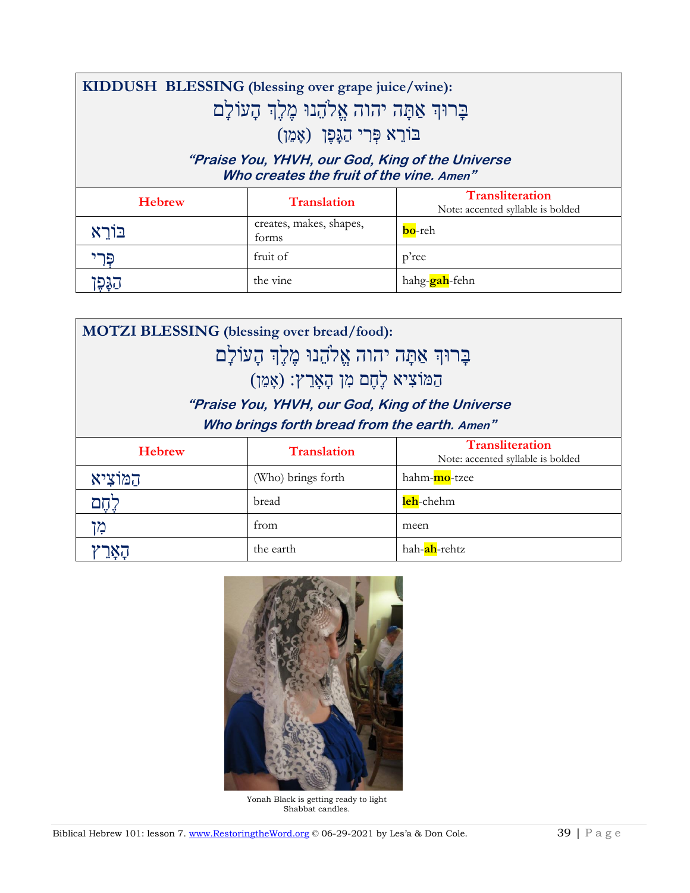**KIDDUSH BLESSING** (blessing over grape juice/wine):

בָּרוּךְ אַתָּה יהוה אֱלֹהֵנוּ מֶלֶךְ הָעוֹלָם

בּוֹרֵא פְּרִי הַגָּפֶן (אָמֵן)

***"Praise You, YHVH, our God, King of the Universe Who creates the fruit of the vine. Amen"***

| Hebrew | Translation | Transliteration<br>Note: accented syllable is bolded |
|---|---|---|
| בּוֹרֵא | creates, makes, shapes, forms | **bo**-reh |
| פְּרִי | fruit of | p'ree |
| הַגָּפֶן | the vine | hahg-**gah**-fehn |

**MOTZI BLESSING** (blessing over bread/food):

בָּרוּךְ אַתָּה יהוה אֱלֹהֵנוּ מֶלֶךְ הָעוֹלָם

הַמּוֹצִיא לֶחֶם מִן הָאָרֶץ: (אָמֵן)

***"Praise You, YHVH, our God, King of the Universe Who brings forth bread from the earth. Amen"***

| Hebrew | Translation | Transliteration<br>Note: accented syllable is bolded |
|---|---|---|
| הַמּוֹצִיא | (Who) brings forth | hahm-**mo**-tzee |
| לֶחֶם | bread | **leh**-chehm |
| מִן | from | meen |
| הָאָרֶץ | the earth | hah-**ah**-rehtz |

Yonah Black is getting ready to light Shabbat candles.